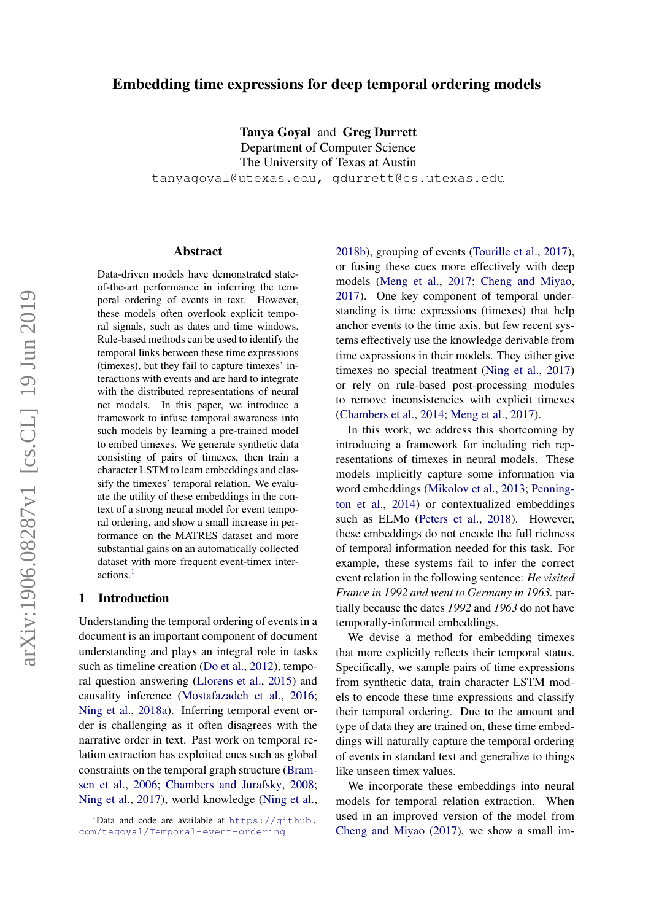# Embedding time expressions for deep temporal ordering models

**Tanya Goyal** and **Greg Durrett**
Department of Computer Science
The University of Texas at Austin
tanyagoyal@utexas.edu, gdurrett@cs.utexas.edu

## Abstract

Data-driven models have demonstrated state-of-the-art performance in inferring the temporal ordering of events in text. However, these models often overlook explicit temporal signals, such as dates and time windows. Rule-based methods can be used to identify the temporal links between these time expressions (timexes), but they fail to capture timexes' interactions with events and are hard to integrate with the distributed representations of neural net models. In this paper, we introduce a framework to infuse temporal awareness into such models by learning a pre-trained model to embed timexes. We generate synthetic data consisting of pairs of timexes, then train a character LSTM to learn embeddings and classify the timexes' temporal relation. We evaluate the utility of these embeddings in the context of a strong neural model for event temporal ordering, and show a small increase in performance on the MATRES dataset and more substantial gains on an automatically collected dataset with more frequent event-timex interactions.[1]

## 1 Introduction

Understanding the temporal ordering of events in a document is an important component of document understanding and plays an integral role in tasks such as timeline creation (Do et al., 2012), temporal question answering (Llorens et al., 2015) and causality inference (Mostafazadeh et al., 2016; Ning et al., 2018a). Inferring temporal event order is challenging as it often disagrees with the narrative order in text. Past work on temporal relation extraction has exploited cues such as global constraints on the temporal graph structure (Bramsen et al., 2006; Chambers and Jurafsky, 2008; Ning et al., 2017), world knowledge (Ning et al., 2018b), grouping of events (Tourille et al., 2017), or fusing these cues more effectively with deep models (Meng et al., 2017; Cheng and Miyao, 2017). One key component of temporal understanding is time expressions (timexes) that help anchor events to the time axis, but few recent systems effectively use the knowledge derivable from time expressions in their models. They either give timexes no special treatment (Ning et al., 2017) or rely on rule-based post-processing modules to remove inconsistencies with explicit timexes (Chambers et al., 2014; Meng et al., 2017).

In this work, we address this shortcoming by introducing a framework for including rich representations of timexes in neural models. These models implicitly capture some information via word embeddings (Mikolov et al., 2013; Pennington et al., 2014) or contextualized embeddings such as ELMo (Peters et al., 2018). However, these embeddings do not encode the full richness of temporal information needed for this task. For example, these systems fail to infer the correct event relation in the following sentence: *He visited France in 1992 and went to Germany in 1963.* partially because the dates *1992* and *1963* do not have temporally-informed embeddings.

We devise a method for embedding timexes that more explicitly reflects their temporal status. Specifically, we sample pairs of time expressions from synthetic data, train character LSTM models to encode these time expressions and classify their temporal ordering. Due to the amount and type of data they are trained on, these time embeddings will naturally capture the temporal ordering of events in standard text and generalize to things like unseen timex values.

We incorporate these embeddings into neural models for temporal relation extraction. When used in an improved version of the model from Cheng and Miyao (2017), we show a small im-

[1] Data and code are available at https://github.com/tagoyal/Temporal-event-ordering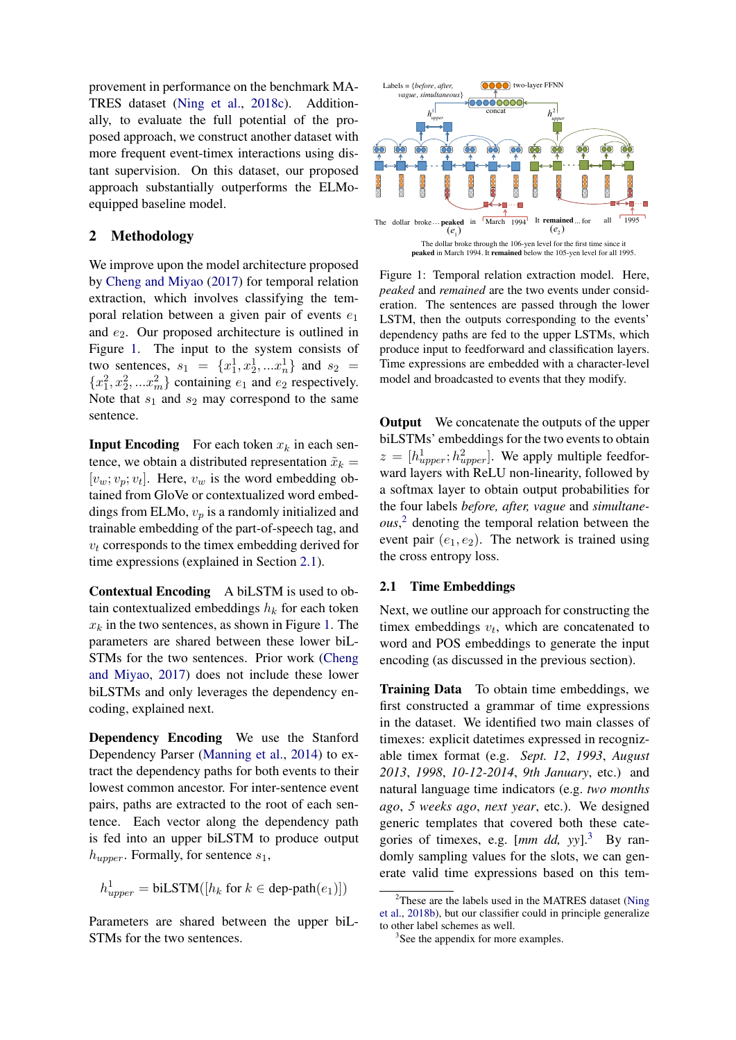provement in performance on the benchmark MATRES dataset (Ning et al., 2018c). Additionally, to evaluate the full potential of the proposed approach, we construct another dataset with more frequent event-timex interactions using distant supervision. On this dataset, our proposed approach substantially outperforms the ELMo-equipped baseline model.

## 2 Methodology

We improve upon the model architecture proposed by Cheng and Miyao (2017) for temporal relation extraction, which involves classifying the temporal relation between a given pair of events $e_1$ and $e_2$. Our proposed architecture is outlined in Figure 1. The input to the system consists of two sentences, $s_1 = \{x_1^1, x_2^1, ... x_n^1\}$ and $s_2 = \{x_1^2, x_2^2, ... x_m^2\}$ containing $e_1$ and $e_2$ respectively. Note that $s_1$ and $s_2$ may correspond to the same sentence.

**Input Encoding** For each token $x_k$ in each sentence, we obtain a distributed representation $\tilde{x}_k = [v_w; v_p; v_t]$. Here, $v_w$ is the word embedding obtained from GloVe or contextualized word embeddings from ELMo, $v_p$ is a randomly initialized and trainable embedding of the part-of-speech tag, and $v_t$ corresponds to the timex embedding derived for time expressions (explained in Section 2.1).

**Contextual Encoding** A biLSTM is used to obtain contextualized embeddings $h_k$ for each token $x_k$ in the two sentences, as shown in Figure 1. The parameters are shared between these lower biLSTMs for the two sentences. Prior work (Cheng and Miyao, 2017) does not include these lower biLSTMs and only leverages the dependency encoding, explained next.

**Dependency Encoding** We use the Stanford Dependency Parser (Manning et al., 2014) to extract the dependency paths for both events to their lowest common ancestor. For inter-sentence event pairs, paths are extracted to the root of each sentence. Each vector along the dependency path is fed into an upper biLSTM to produce output $h_{upper}$. Formally, for sentence $s_1$,

$$h_{upper}^1 = \text{biLSTM}([h_k \text{ for } k \in \text{dep-path}(e_1)])$$

Parameters are shared between the upper biLSTMs for the two sentences.

Figure 1: Temporal relation extraction model. Here, *peaked* and *remained* are the two events under consideration. The sentences are passed through the lower LSTM, then the outputs corresponding to the events' dependency paths are fed to the upper LSTMs, which produce input to feedforward and classification layers. Time expressions are embedded with a character-level model and broadcasted to events that they modify.

**Output** We concatenate the outputs of the upper biLSTMs' embeddings for the two events to obtain $z = [h_{upper}^1; h_{upper}^2]$. We apply multiple feedforward layers with ReLU non-linearity, followed by a softmax layer to obtain output probabilities for the four labels *before, after, vague* and *simultaneous*,[2] denoting the temporal relation between the event pair $(e_1, e_2)$. The network is trained using the cross entropy loss.

### 2.1 Time Embeddings

Next, we outline our approach for constructing the timex embeddings $v_t$, which are concatenated to word and POS embeddings to generate the input encoding (as discussed in the previous section).

**Training Data** To obtain time embeddings, we first constructed a grammar of time expressions in the dataset. We identified two main classes of timexes: explicit datetimes expressed in recognizable timex format (e.g. *Sept. 12*, *1993*, *August 2013*, *1998*, *10-12-2014*, *9th January*, etc.) and natural language time indicators (e.g. *two months ago*, *5 weeks ago*, *next year*, etc.). We designed generic templates that covered both these categories of timexes, e.g. [*mm dd, yy*].[3] By randomly sampling values for the slots, we can generate valid time expressions based on this tem-

[2] These are the labels used in the MATRES dataset (Ning et al., 2018b), but our classifier could in principle generalize to other label schemes as well.

[3] See the appendix for more examples.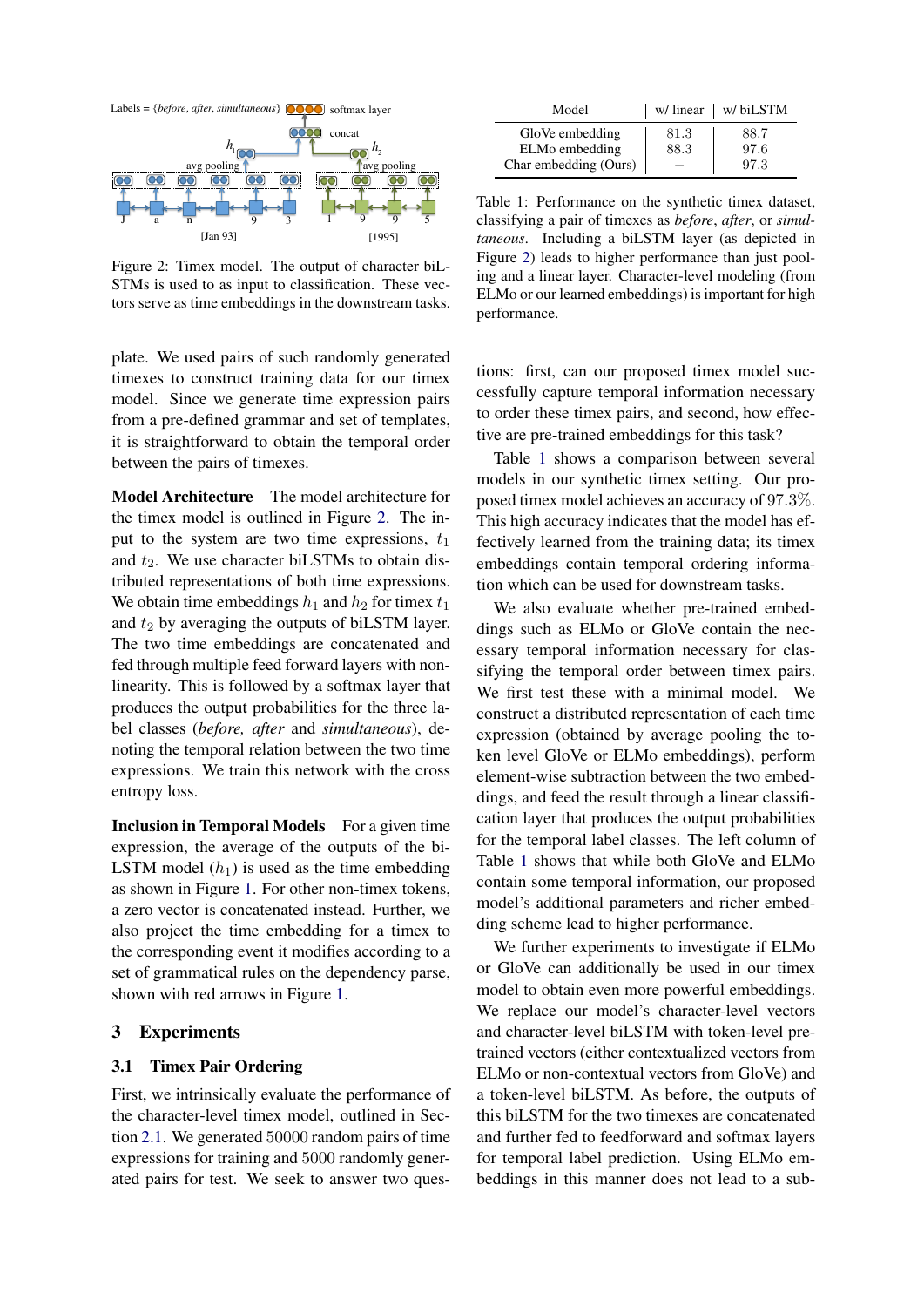Figure 2: Timex model. The output of character biLSTMs is used to as input to classification. These vectors serve as time embeddings in the downstream tasks.

plate. We used pairs of such randomly generated timexes to construct training data for our timex model. Since we generate time expression pairs from a pre-defined grammar and set of templates, it is straightforward to obtain the temporal order between the pairs of timexes.

**Model Architecture** The model architecture for the timex model is outlined in Figure 2. The input to the system are two time expressions, $t_1$ and $t_2$. We use character biLSTMs to obtain distributed representations of both time expressions. We obtain time embeddings $h_1$ and $h_2$ for timex $t_1$ and $t_2$ by averaging the outputs of biLSTM layer. The two time embeddings are concatenated and fed through multiple feed forward layers with nonlinearity. This is followed by a softmax layer that produces the output probabilities for the three label classes (*before, after* and *simultaneous*), denoting the temporal relation between the two time expressions. We train this network with the cross entropy loss.

**Inclusion in Temporal Models** For a given time expression, the average of the outputs of the biLSTM model ($h_1$) is used as the time embedding as shown in Figure 1. For other non-timex tokens, a zero vector is concatenated instead. Further, we also project the time embedding for a timex to the corresponding event it modifies according to a set of grammatical rules on the dependency parse, shown with red arrows in Figure 1.

## 3 Experiments

### 3.1 Timex Pair Ordering

First, we intrinsically evaluate the performance of the character-level timex model, outlined in Section 2.1. We generated 50000 random pairs of time expressions for training and 5000 randomly generated pairs for test. We seek to answer two questions: first, can our proposed timex model successfully capture temporal information necessary to order these timex pairs, and second, how effective are pre-trained embeddings for this task?

| Model | w/ linear | w/ biLSTM |
|---|---|---|
| GloVe embedding | 81.3 | 88.7 |
| ELMo embedding | 88.3 | 97.6 |
| Char embedding (Ours) | – | 97.3 |

Table 1: Performance on the synthetic timex dataset, classifying a pair of timexes as *before*, *after*, or *simultaneous*. Including a biLSTM layer (as depicted in Figure 2) leads to higher performance than just pooling and a linear layer. Character-level modeling (from ELMo or our learned embeddings) is important for high performance.

Table 1 shows a comparison between several models in our synthetic timex setting. Our proposed timex model achieves an accuracy of $97.3\%$. This high accuracy indicates that the model has effectively learned from the training data; its timex embeddings contain temporal ordering information which can be used for downstream tasks.

We also evaluate whether pre-trained embeddings such as ELMo or GloVe contain the necessary temporal information necessary for classifying the temporal order between timex pairs. We first test these with a minimal model. We construct a distributed representation of each time expression (obtained by average pooling the token level GloVe or ELMo embeddings), perform element-wise subtraction between the two embeddings, and feed the result through a linear classification layer that produces the output probabilities for the temporal label classes. The left column of Table 1 shows that while both GloVe and ELMo contain some temporal information, our proposed model's additional parameters and richer embedding scheme lead to higher performance.

We further experiments to investigate if ELMo or GloVe can additionally be used in our timex model to obtain even more powerful embeddings. We replace our model's character-level vectors and character-level biLSTM with token-level pre-trained vectors (either contextualized vectors from ELMo or non-contextual vectors from GloVe) and a token-level biLSTM. As before, the outputs of this biLSTM for the two timexes are concatenated and further fed to feedforward and softmax layers for temporal label prediction. Using ELMo embeddings in this manner does not lead to a sub-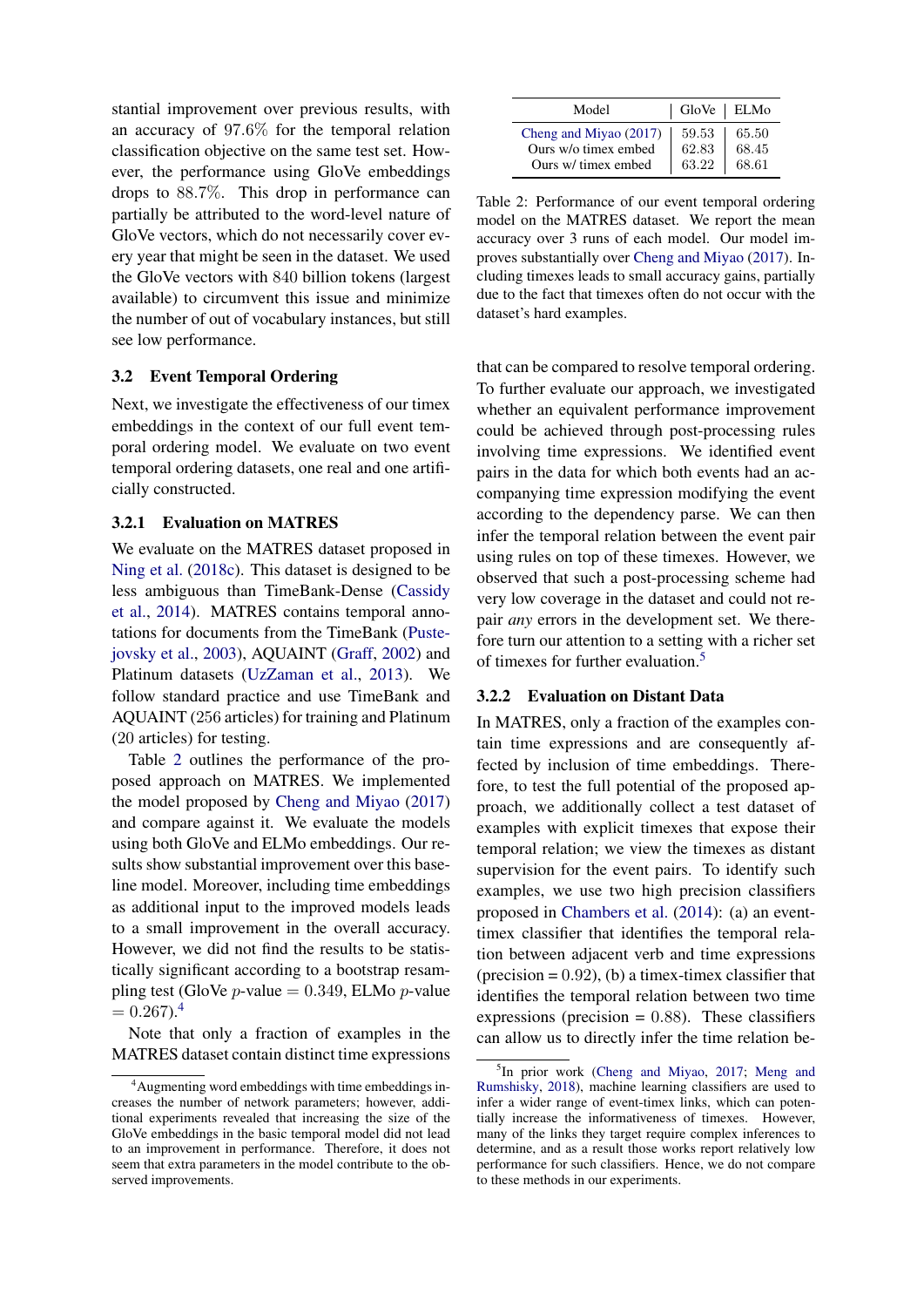stantial improvement over previous results, with an accuracy of 97.6% for the temporal relation classification objective on the same test set. However, the performance using GloVe embeddings drops to 88.7%. This drop in performance can partially be attributed to the word-level nature of GloVe vectors, which do not necessarily cover every year that might be seen in the dataset. We used the GloVe vectors with 840 billion tokens (largest available) to circumvent this issue and minimize the number of out of vocabulary instances, but still see low performance.

### 3.2 Event Temporal Ordering

Next, we investigate the effectiveness of our timex embeddings in the context of our full event temporal ordering model. We evaluate on two event temporal ordering datasets, one real and one artificially constructed.

#### 3.2.1 Evaluation on MATRES

We evaluate on the MATRES dataset proposed in Ning et al. (2018c). This dataset is designed to be less ambiguous than TimeBank-Dense (Cassidy et al., 2014). MATRES contains temporal annotations for documents from the TimeBank (Pustejovsky et al., 2003), AQUAINT (Graff, 2002) and Platinum datasets (UzZaman et al., 2013). We follow standard practice and use TimeBank and AQUAINT (256 articles) for training and Platinum (20 articles) for testing.

Table 2 outlines the performance of the proposed approach on MATRES. We implemented the model proposed by Cheng and Miyao (2017) and compare against it. We evaluate the models using both GloVe and ELMo embeddings. Our results show substantial improvement over this baseline model. Moreover, including time embeddings as additional input to the improved models leads to a small improvement in the overall accuracy. However, we did not find the results to be statistically significant according to a bootstrap resampling test (GloVe $p$-value $= 0.349$, ELMo $p$-value $= 0.267$).[4]

Note that only a fraction of examples in the MATRES dataset contain distinct time expressions that can be compared to resolve temporal ordering. To further evaluate our approach, we investigated whether an equivalent performance improvement could be achieved through post-processing rules involving time expressions. We identified event pairs in the data for which both events had an accompanying time expression modifying the event according to the dependency parse. We can then infer the temporal relation between the event pair using rules on top of these timexes. However, we observed that such a post-processing scheme had very low coverage in the dataset and could not repair *any* errors in the development set. We therefore turn our attention to a setting with a richer set of timexes for further evaluation.[5]

| Model | GloVe | ELMo |
|---|---|---|
| Cheng and Miyao (2017) | 59.53 | 65.50 |
| Ours w/o timex embed | 62.83 | 68.45 |
| Ours w/ timex embed | 63.22 | 68.61 |

Table 2: Performance of our event temporal ordering model on the MATRES dataset. We report the mean accuracy over 3 runs of each model. Our model improves substantially over Cheng and Miyao (2017). Including timexes leads to small accuracy gains, partially due to the fact that timexes often do not occur with the dataset's hard examples.

#### 3.2.2 Evaluation on Distant Data

In MATRES, only a fraction of the examples contain time expressions and are consequently affected by inclusion of time embeddings. Therefore, to test the full potential of the proposed approach, we additionally collect a test dataset of examples with explicit timexes that expose their temporal relation; we view the timexes as distant supervision for the event pairs. To identify such examples, we use two high precision classifiers proposed in Chambers et al. (2014): (a) an event-timex classifier that identifies the temporal relation between adjacent verb and time expressions (precision = 0.92), (b) a timex-timex classifier that identifies the temporal relation between two time expressions (precision = 0.88). These classifiers can allow us to directly infer the time relation be-

---

[4] Augmenting word embeddings with time embeddings increases the number of network parameters; however, additional experiments revealed that increasing the size of the GloVe embeddings in the basic temporal model did not lead to an improvement in performance. Therefore, it does not seem that extra parameters in the model contribute to the observed improvements.

[5] In prior work (Cheng and Miyao, 2017; Meng and Rumshisky, 2018), machine learning classifiers are used to infer a wider range of event-timex links, which can potentially increase the informativeness of timexes. However, many of the links they target require complex inferences to determine, and as a result those works report relatively low performance for such classifiers. Hence, we do not compare to these methods in our experiments.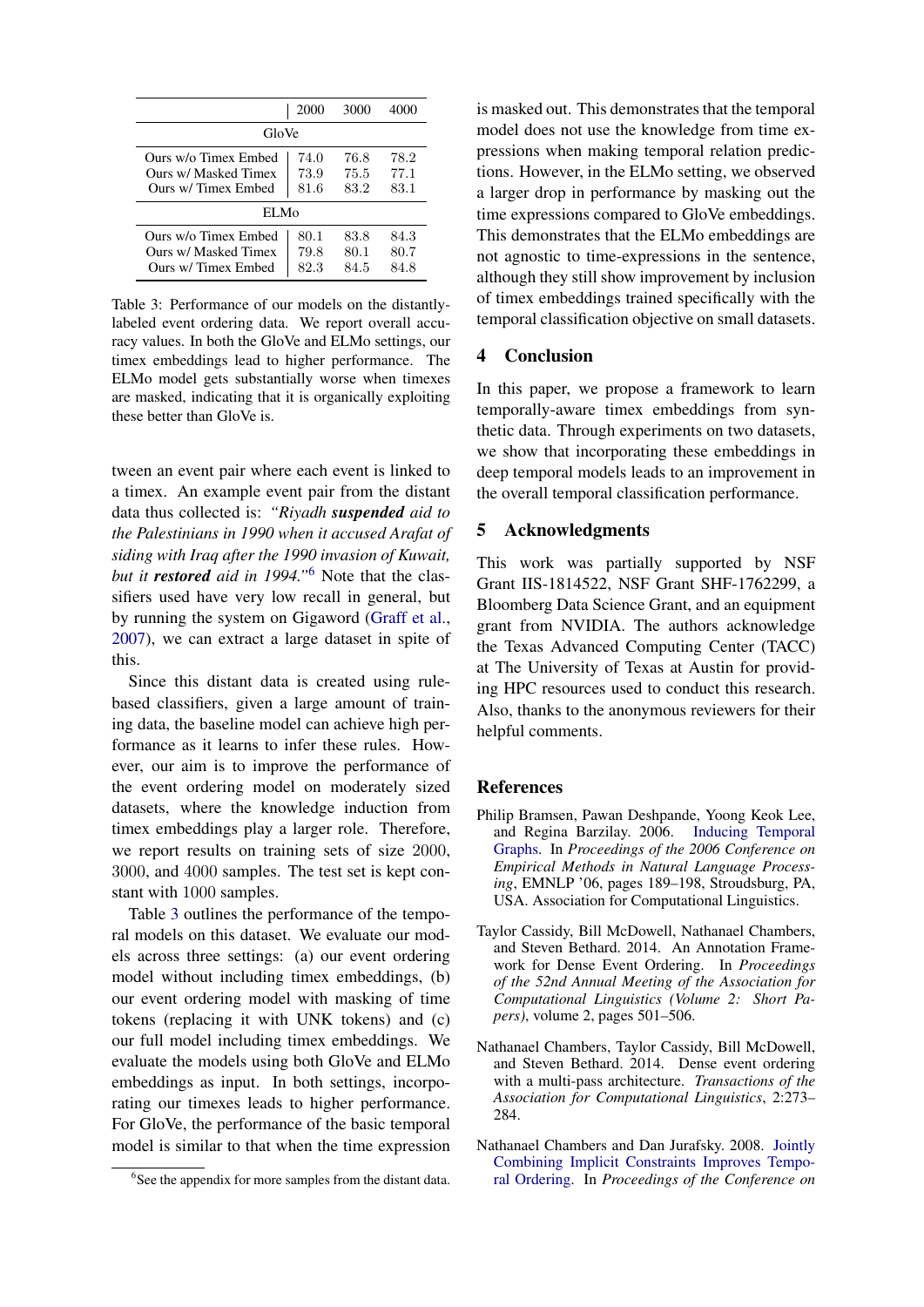| | 2000 | 3000 | 4000 |
|---|---|---|---|
| GloVe | | | |
| Ours w/o Timex Embed | 74.0 | 76.8 | 78.2 |
| Ours w/ Masked Timex | 73.9 | 75.5 | 77.1 |
| Ours w/ Timex Embed | 81.6 | 83.2 | 83.1 |
| ELMo | | | |
| Ours w/o Timex Embed | 80.1 | 83.8 | 84.3 |
| Ours w/ Masked Timex | 79.8 | 80.1 | 80.7 |
| Ours w/ Timex Embed | 82.3 | 84.5 | 84.8 |

Table 3: Performance of our models on the distantly-labeled event ordering data. We report overall accuracy values. In both the GloVe and ELMo settings, our timex embeddings lead to higher performance. The ELMo model gets substantially worse when timexes are masked, indicating that it is organically exploiting these better than GloVe is.

tween an event pair where each event is linked to a timex. An example event pair from the distant data thus collected is: *"Riyadh **suspended** aid to the Palestinians in 1990 when it accused Arafat of siding with Iraq after the 1990 invasion of Kuwait, but it **restored** aid in 1994."*[6] Note that the classifiers used have very low recall in general, but by running the system on Gigaword (Graff et al., 2007), we can extract a large dataset in spite of this.

Since this distant data is created using rule-based classifiers, given a large amount of training data, the baseline model can achieve high performance as it learns to infer these rules. However, our aim is to improve the performance of the event ordering model on moderately sized datasets, where the knowledge induction from timex embeddings play a larger role. Therefore, we report results on training sets of size 2000, 3000, and 4000 samples. The test set is kept constant with 1000 samples.

Table 3 outlines the performance of the temporal models on this dataset. We evaluate our models across three settings: (a) our event ordering model without including timex embeddings, (b) our event ordering model with masking of time tokens (replacing it with UNK tokens) and (c) our full model including timex embeddings. We evaluate the models using both GloVe and ELMo embeddings as input. In both settings, incorporating our timexes leads to higher performance. For GloVe, the performance of the basic temporal model is similar to that when the time expression is masked out. This demonstrates that the temporal model does not use the knowledge from time expressions when making temporal relation predictions. However, in the ELMo setting, we observed a larger drop in performance by masking out the time expressions compared to GloVe embeddings. This demonstrates that the ELMo embeddings are not agnostic to time-expressions in the sentence, although they still show improvement by inclusion of timex embeddings trained specifically with the temporal classification objective on small datasets.

[6] See the appendix for more samples from the distant data.

## 4 Conclusion

In this paper, we propose a framework to learn temporally-aware timex embeddings from synthetic data. Through experiments on two datasets, we show that incorporating these embeddings in deep temporal models leads to an improvement in the overall temporal classification performance.

## 5 Acknowledgments

This work was partially supported by NSF Grant IIS-1814522, NSF Grant SHF-1762299, a Bloomberg Data Science Grant, and an equipment grant from NVIDIA. The authors acknowledge the Texas Advanced Computing Center (TACC) at The University of Texas at Austin for providing HPC resources used to conduct this research. Also, thanks to the anonymous reviewers for their helpful comments.

## References

Philip Bramsen, Pawan Deshpande, Yoong Keok Lee, and Regina Barzilay. 2006. Inducing Temporal Graphs. In *Proceedings of the 2006 Conference on Empirical Methods in Natural Language Processing*, EMNLP '06, pages 189–198, Stroudsburg, PA, USA. Association for Computational Linguistics.

Taylor Cassidy, Bill McDowell, Nathanael Chambers, and Steven Bethard. 2014. An Annotation Framework for Dense Event Ordering. In *Proceedings of the 52nd Annual Meeting of the Association for Computational Linguistics (Volume 2: Short Papers)*, volume 2, pages 501–506.

Nathanael Chambers, Taylor Cassidy, Bill McDowell, and Steven Bethard. 2014. Dense event ordering with a multi-pass architecture. *Transactions of the Association for Computational Linguistics*, 2:273–284.

Nathanael Chambers and Dan Jurafsky. 2008. Jointly Combining Implicit Constraints Improves Temporal Ordering. In *Proceedings of the Conference on*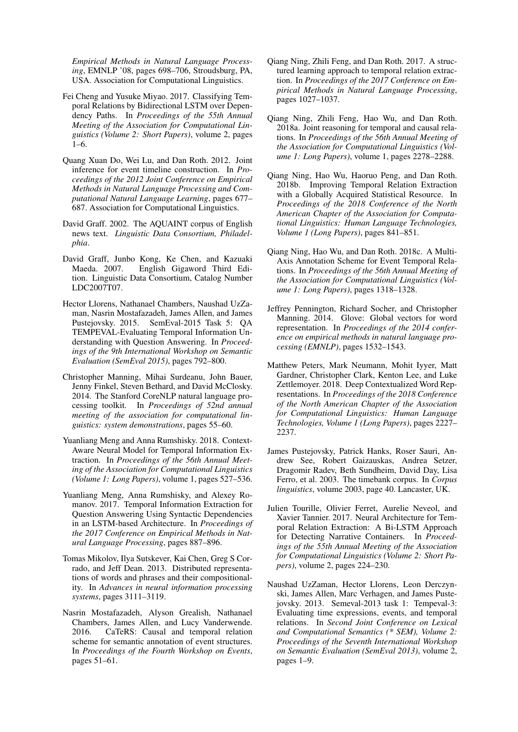*Empirical Methods in Natural Language Processing*, EMNLP '08, pages 698–706, Stroudsburg, PA, USA. Association for Computational Linguistics.

Fei Cheng and Yusuke Miyao. 2017. Classifying Temporal Relations by Bidirectional LSTM over Dependency Paths. In *Proceedings of the 55th Annual Meeting of the Association for Computational Linguistics (Volume 2: Short Papers)*, volume 2, pages 1–6.

Quang Xuan Do, Wei Lu, and Dan Roth. 2012. Joint inference for event timeline construction. In *Proceedings of the 2012 Joint Conference on Empirical Methods in Natural Language Processing and Computational Natural Language Learning*, pages 677–687. Association for Computational Linguistics.

David Graff. 2002. The AQUAINT corpus of English news text. *Linguistic Data Consortium, Philadelphia*.

David Graff, Junbo Kong, Ke Chen, and Kazuaki Maeda. 2007. English Gigaword Third Edition. Linguistic Data Consortium, Catalog Number LDC2007T07.

Hector Llorens, Nathanael Chambers, Naushad UzZaman, Nasrin Mostafazadeh, James Allen, and James Pustejovsky. 2015. SemEval-2015 Task 5: QA TEMPEVAL-Evaluating Temporal Information Understanding with Question Answering. In *Proceedings of the 9th International Workshop on Semantic Evaluation (SemEval 2015)*, pages 792–800.

Christopher Manning, Mihai Surdeanu, John Bauer, Jenny Finkel, Steven Bethard, and David McClosky. 2014. The Stanford CoreNLP natural language processing toolkit. In *Proceedings of 52nd annual meeting of the association for computational linguistics: system demonstrations*, pages 55–60.

Yuanliang Meng and Anna Rumshisky. 2018. Context-Aware Neural Model for Temporal Information Extraction. In *Proceedings of the 56th Annual Meeting of the Association for Computational Linguistics (Volume 1: Long Papers)*, volume 1, pages 527–536.

Yuanliang Meng, Anna Rumshisky, and Alexey Romanov. 2017. Temporal Information Extraction for Question Answering Using Syntactic Dependencies in an LSTM-based Architecture. In *Proceedings of the 2017 Conference on Empirical Methods in Natural Language Processing*, pages 887–896.

Tomas Mikolov, Ilya Sutskever, Kai Chen, Greg S Corrado, and Jeff Dean. 2013. Distributed representations of words and phrases and their compositionality. In *Advances in neural information processing systems*, pages 3111–3119.

Nasrin Mostafazadeh, Alyson Grealish, Nathanael Chambers, James Allen, and Lucy Vanderwende. 2016. CaTeRS: Causal and temporal relation scheme for semantic annotation of event structures. In *Proceedings of the Fourth Workshop on Events*, pages 51–61.

Qiang Ning, Zhili Feng, and Dan Roth. 2017. A structured learning approach to temporal relation extraction. In *Proceedings of the 2017 Conference on Empirical Methods in Natural Language Processing*, pages 1027–1037.

Qiang Ning, Zhili Feng, Hao Wu, and Dan Roth. 2018a. Joint reasoning for temporal and causal relations. In *Proceedings of the 56th Annual Meeting of the Association for Computational Linguistics (Volume 1: Long Papers)*, volume 1, pages 2278–2288.

Qiang Ning, Hao Wu, Haoruo Peng, and Dan Roth. 2018b. Improving Temporal Relation Extraction with a Globally Acquired Statistical Resource. In *Proceedings of the 2018 Conference of the North American Chapter of the Association for Computational Linguistics: Human Language Technologies, Volume 1 (Long Papers)*, pages 841–851.

Qiang Ning, Hao Wu, and Dan Roth. 2018c. A Multi-Axis Annotation Scheme for Event Temporal Relations. In *Proceedings of the 56th Annual Meeting of the Association for Computational Linguistics (Volume 1: Long Papers)*, pages 1318–1328.

Jeffrey Pennington, Richard Socher, and Christopher Manning. 2014. Glove: Global vectors for word representation. In *Proceedings of the 2014 conference on empirical methods in natural language processing (EMNLP)*, pages 1532–1543.

Matthew Peters, Mark Neumann, Mohit Iyyer, Matt Gardner, Christopher Clark, Kenton Lee, and Luke Zettlemoyer. 2018. Deep Contextualized Word Representations. In *Proceedings of the 2018 Conference of the North American Chapter of the Association for Computational Linguistics: Human Language Technologies, Volume 1 (Long Papers)*, pages 2227–2237.

James Pustejovsky, Patrick Hanks, Roser Sauri, Andrew See, Robert Gaizauskas, Andrea Setzer, Dragomir Radev, Beth Sundheim, David Day, Lisa Ferro, et al. 2003. The timebank corpus. In *Corpus linguistics*, volume 2003, page 40. Lancaster, UK.

Julien Tourille, Olivier Ferret, Aurelie Neveol, and Xavier Tannier. 2017. Neural Architecture for Temporal Relation Extraction: A Bi-LSTM Approach for Detecting Narrative Containers. In *Proceedings of the 55th Annual Meeting of the Association for Computational Linguistics (Volume 2: Short Papers)*, volume 2, pages 224–230.

Naushad UzZaman, Hector Llorens, Leon Derczynski, James Allen, Marc Verhagen, and James Pustejovsky. 2013. Semeval-2013 task 1: Tempeval-3: Evaluating time expressions, events, and temporal relations. In *Second Joint Conference on Lexical and Computational Semantics (* SEM), Volume 2: Proceedings of the Seventh International Workshop on Semantic Evaluation (SemEval 2013)*, volume 2, pages 1–9.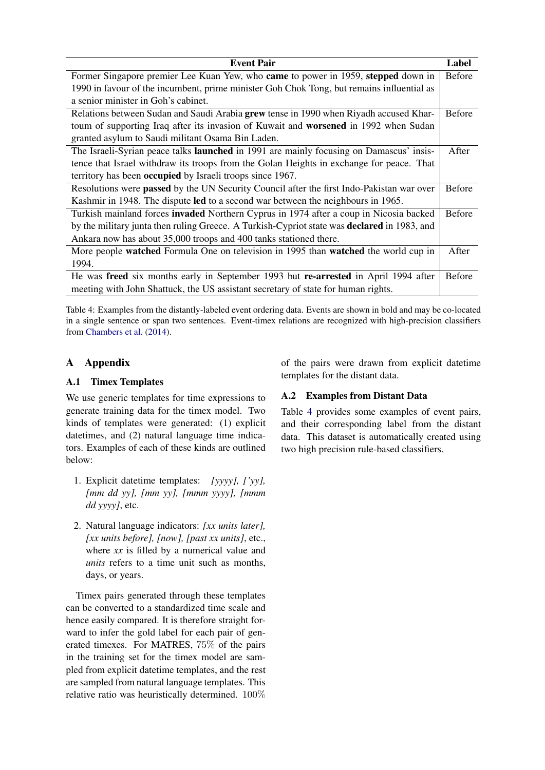| Event Pair | Label |
|---|---|
| Former Singapore premier Lee Kuan Yew, who **came** to power in 1959, **stepped** down in 1990 in favour of the incumbent, prime minister Goh Chok Tong, but remains influential as a senior minister in Goh's cabinet. | Before |
| Relations between Sudan and Saudi Arabia **grew** tense in 1990 when Riyadh accused Khartoum of supporting Iraq after its invasion of Kuwait and **worsened** in 1992 when Sudan granted asylum to Saudi militant Osama Bin Laden. | Before |
| The Israeli-Syrian peace talks **launched** in 1991 are mainly focusing on Damascus' insistence that Israel withdraw its troops from the Golan Heights in exchange for peace. That territory has been **occupied** by Israeli troops since 1967. | After |
| Resolutions were **passed** by the UN Security Council after the first Indo-Pakistan war over Kashmir in 1948. The dispute **led** to a second war between the neighbours in 1965. | Before |
| Turkish mainland forces **invaded** Northern Cyprus in 1974 after a coup in Nicosia backed by the military junta then ruling Greece. A Turkish-Cypriot state was **declared** in 1983, and Ankara now has about 35,000 troops and 400 tanks stationed there. | Before |
| More people **watched** Formula One on television in 1995 than **watched** the world cup in 1994. | After |
| He was **freed** six months early in September 1993 but **re-arrested** in April 1994 after meeting with John Shattuck, the US assistant secretary of state for human rights. | Before |

Table 4: Examples from the distantly-labeled event ordering data. Events are shown in bold and may be co-located in a single sentence or span two sentences. Event-timex relations are recognized with high-precision classifiers from Chambers et al. (2014).

## A Appendix

### A.1 Timex Templates

We use generic templates for time expressions to generate training data for the timex model. Two kinds of templates were generated: (1) explicit datetimes, and (2) natural language time indicators. Examples of each of these kinds are outlined below:

1. Explicit datetime templates: *[yyyy], ['yy], [mm dd yy], [mm yy], [mmm yyyy], [mmm dd yyyy]*, etc.
2. Natural language indicators: *[xx units later], [xx units before], [now], [past xx units]*, etc., where *xx* is filled by a numerical value and *units* refers to a time unit such as months, days, or years.

Timex pairs generated through these templates can be converted to a standardized time scale and hence easily compared. It is therefore straight forward to infer the gold label for each pair of generated timexes. For MATRES, $75\%$ of the pairs in the training set for the timex model are sampled from explicit datetime templates, and the rest are sampled from natural language templates. This relative ratio was heuristically determined. $100\%$ of the pairs were drawn from explicit datetime templates for the distant data.

### A.2 Examples from Distant Data

Table 4 provides some examples of event pairs, and their corresponding label from the distant data. This dataset is automatically created using two high precision rule-based classifiers.